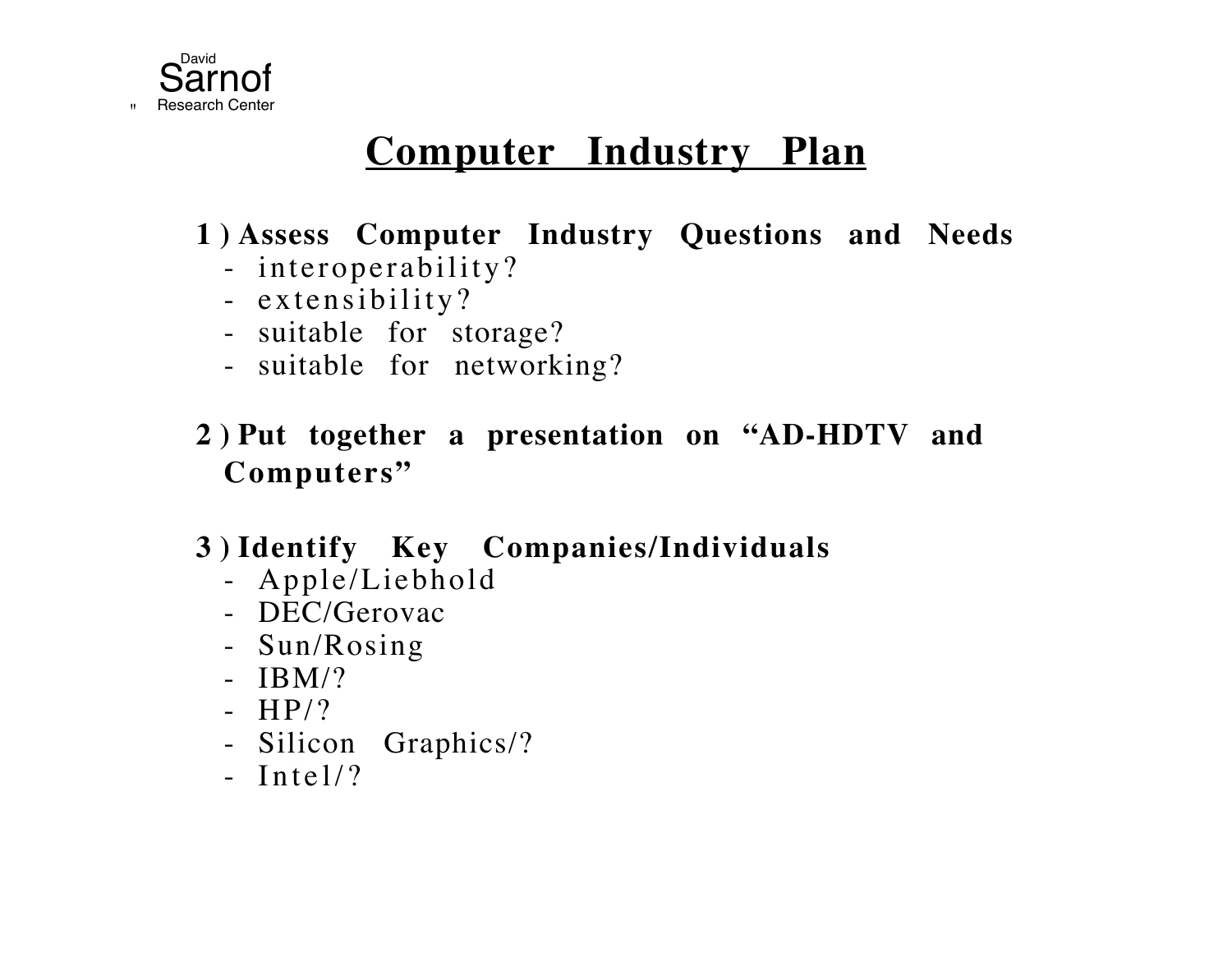David Sarnof Research Center

# Computer Industry Plan

**1) Assess Computer Industry Questions and Needs**
- interoperability?
- extensibility?
- suitable for storage?
- suitable for networking?

**2) Put together a presentation on "AD-HDTV and Computers"**

**3) Identify Key Companies/Individuals**
- Apple/Liebhold
- DEC/Gerovac
- Sun/Rosing
- IBM/?
- HP/?
- Silicon Graphics/?
- Intel/?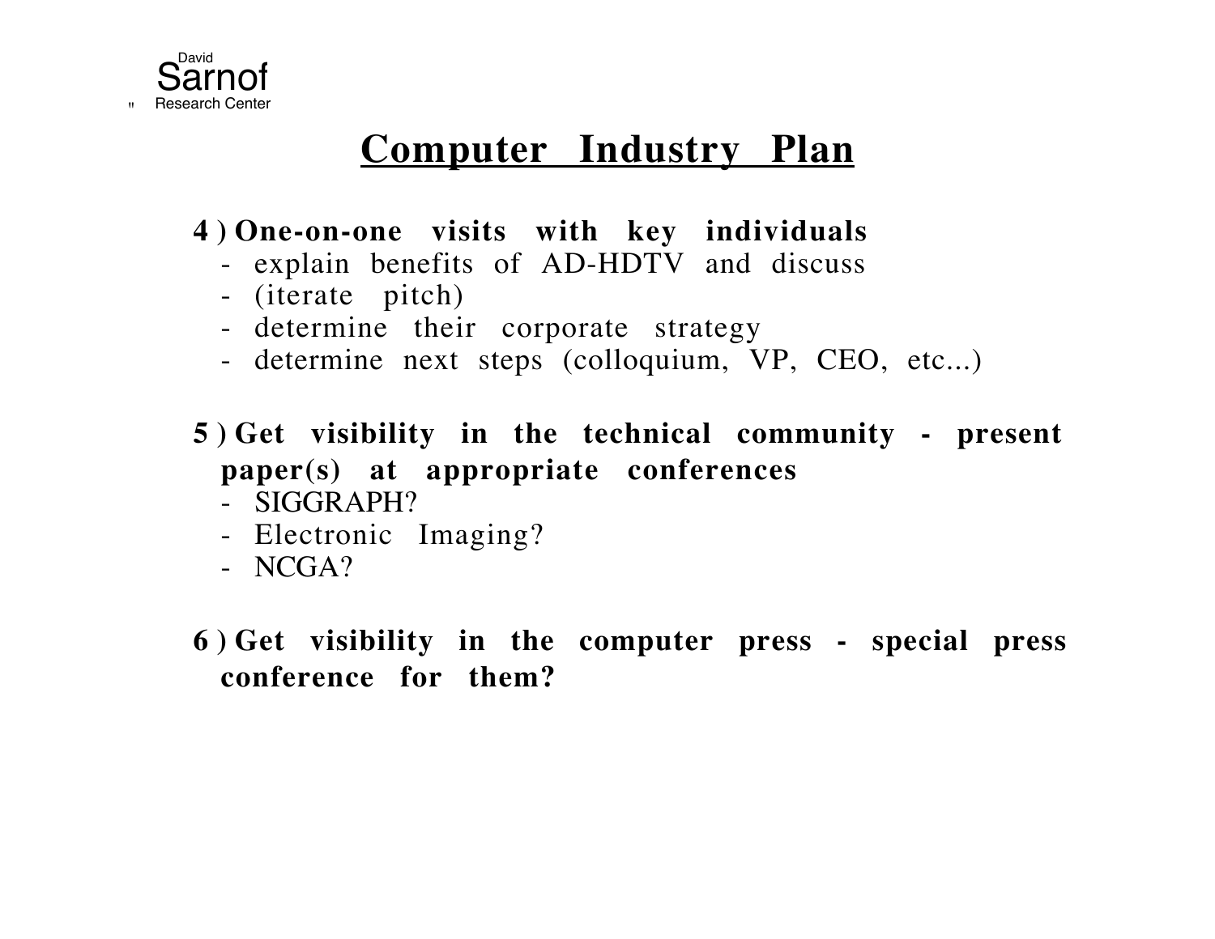# Computer Industry Plan

4 ) **One-on-one visits with key individuals**
   - explain benefits of AD-HDTV and discuss
   - (iterate pitch)
   - determine their corporate strategy
   - determine next steps (colloquium, VP, CEO, etc...)

5 ) **Get visibility in the technical community - present paper(s) at appropriate conferences**
   - SIGGRAPH?
   - Electronic Imaging?
   - NCGA?

6 ) **Get visibility in the computer press - special press conference for them?**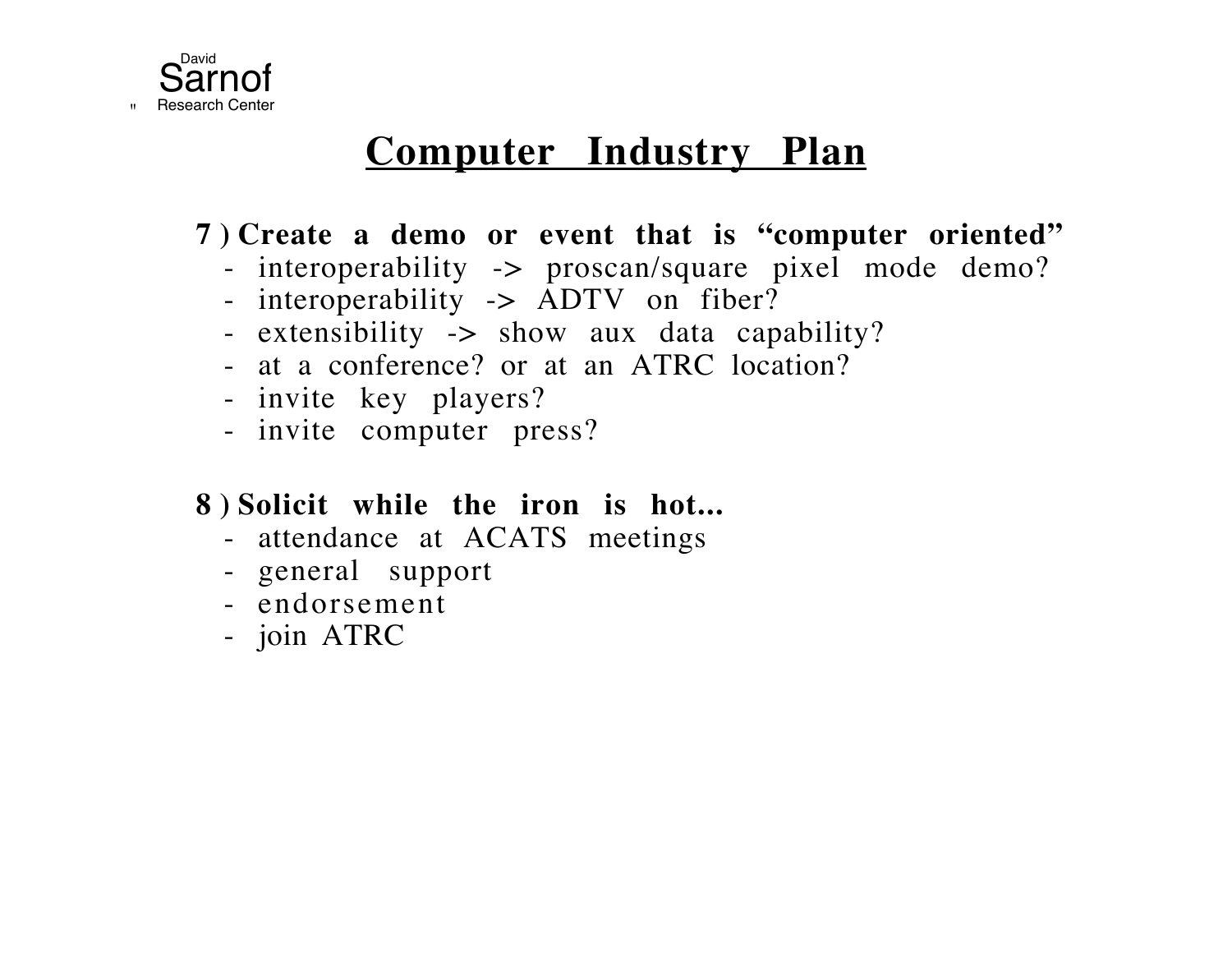# Computer Industry Plan

**7 ) Create a demo or event that is "computer oriented"**

- interoperability -> proscan/square pixel mode demo?
- interoperability -> ADTV on fiber?
- extensibility -> show aux data capability?
- at a conference? or at an ATRC location?
- invite key players?
- invite computer press?

**8 ) Solicit while the iron is hot...**

- attendance at ACATS meetings
- general support
- endorsement
- join ATRC